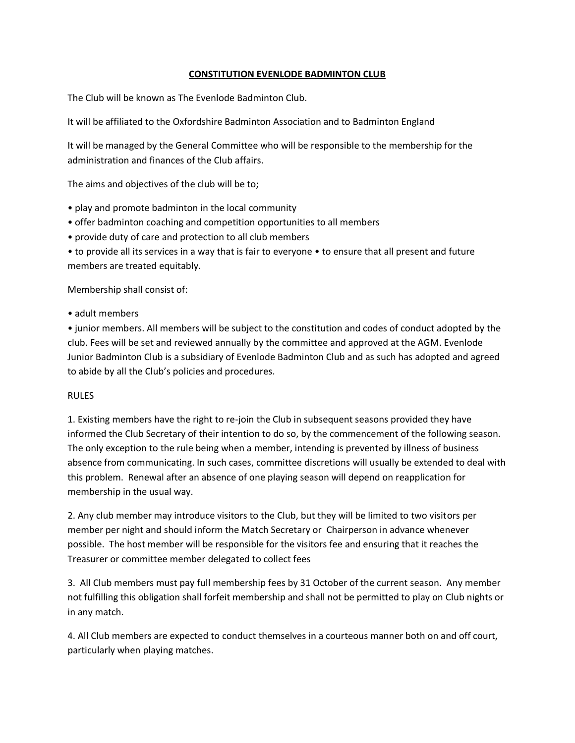# CONSTITUTION EVENLODE BADMINTON CLUB

The Club will be known as The Evenlode Badminton Club.

It will be affiliated to the Oxfordshire Badminton Association and to Badminton England

It will be managed by the General Committee who will be responsible to the membership for the administration and finances of the Club affairs.

The aims and objectives of the club will be to;

• play and promote badminton in the local community
• offer badminton coaching and competition opportunities to all members
• provide duty of care and protection to all club members
• to provide all its services in a way that is fair to everyone • to ensure that all present and future members are treated equitably.

Membership shall consist of:

• adult members
• junior members. All members will be subject to the constitution and codes of conduct adopted by the club. Fees will be set and reviewed annually by the committee and approved at the AGM. Evenlode Junior Badminton Club is a subsidiary of Evenlode Badminton Club and as such has adopted and agreed to abide by all the Club's policies and procedures.

RULES

1. Existing members have the right to re-join the Club in subsequent seasons provided they have informed the Club Secretary of their intention to do so, by the commencement of the following season. The only exception to the rule being when a member, intending is prevented by illness of business absence from communicating. In such cases, committee discretions will usually be extended to deal with this problem. Renewal after an absence of one playing season will depend on reapplication for membership in the usual way.

2. Any club member may introduce visitors to the Club, but they will be limited to two visitors per member per night and should inform the Match Secretary or Chairperson in advance whenever possible. The host member will be responsible for the visitors fee and ensuring that it reaches the Treasurer or committee member delegated to collect fees

3. All Club members must pay full membership fees by 31 October of the current season. Any member not fulfilling this obligation shall forfeit membership and shall not be permitted to play on Club nights or in any match.

4. All Club members are expected to conduct themselves in a courteous manner both on and off court, particularly when playing matches.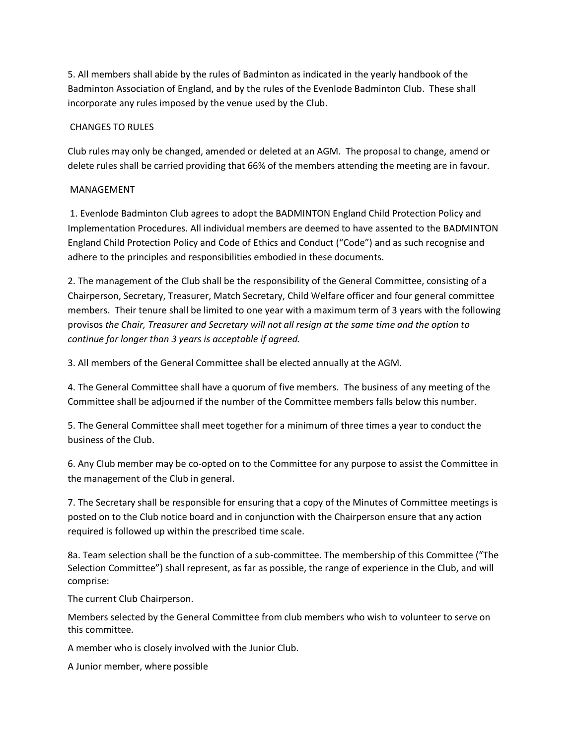5. All members shall abide by the rules of Badminton as indicated in the yearly handbook of the Badminton Association of England, and by the rules of the Evenlode Badminton Club. These shall incorporate any rules imposed by the venue used by the Club.

## CHANGES TO RULES

Club rules may only be changed, amended or deleted at an AGM. The proposal to change, amend or delete rules shall be carried providing that 66% of the members attending the meeting are in favour.

## MANAGEMENT

1. Evenlode Badminton Club agrees to adopt the BADMINTON England Child Protection Policy and Implementation Procedures. All individual members are deemed to have assented to the BADMINTON England Child Protection Policy and Code of Ethics and Conduct ("Code") and as such recognise and adhere to the principles and responsibilities embodied in these documents.

2. The management of the Club shall be the responsibility of the General Committee, consisting of a Chairperson, Secretary, Treasurer, Match Secretary, Child Welfare officer and four general committee members. Their tenure shall be limited to one year with a maximum term of 3 years with the following provisos *the Chair, Treasurer and Secretary will not all resign at the same time and the option to continue for longer than 3 years is acceptable if agreed.*

3. All members of the General Committee shall be elected annually at the AGM.

4. The General Committee shall have a quorum of five members. The business of any meeting of the Committee shall be adjourned if the number of the Committee members falls below this number.

5. The General Committee shall meet together for a minimum of three times a year to conduct the business of the Club.

6. Any Club member may be co-opted on to the Committee for any purpose to assist the Committee in the management of the Club in general.

7. The Secretary shall be responsible for ensuring that a copy of the Minutes of Committee meetings is posted on to the Club notice board and in conjunction with the Chairperson ensure that any action required is followed up within the prescribed time scale.

8a. Team selection shall be the function of a sub-committee. The membership of this Committee ("The Selection Committee") shall represent, as far as possible, the range of experience in the Club, and will comprise:

The current Club Chairperson.

Members selected by the General Committee from club members who wish to volunteer to serve on this committee.

A member who is closely involved with the Junior Club.

A Junior member, where possible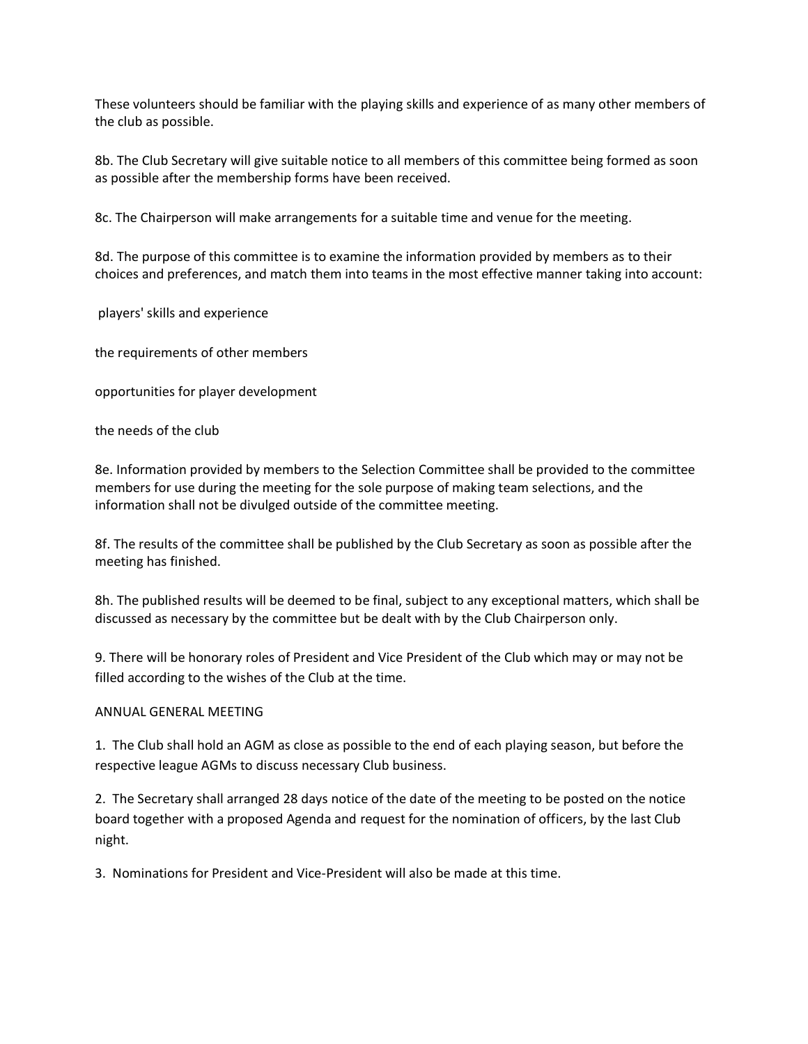These volunteers should be familiar with the playing skills and experience of as many other members of the club as possible.

8b. The Club Secretary will give suitable notice to all members of this committee being formed as soon as possible after the membership forms have been received.

8c. The Chairperson will make arrangements for a suitable time and venue for the meeting.

8d. The purpose of this committee is to examine the information provided by members as to their choices and preferences, and match them into teams in the most effective manner taking into account:

players' skills and experience

the requirements of other members

opportunities for player development

the needs of the club

8e. Information provided by members to the Selection Committee shall be provided to the committee members for use during the meeting for the sole purpose of making team selections, and the information shall not be divulged outside of the committee meeting.

8f. The results of the committee shall be published by the Club Secretary as soon as possible after the meeting has finished.

8h. The published results will be deemed to be final, subject to any exceptional matters, which shall be discussed as necessary by the committee but be dealt with by the Club Chairperson only.

9. There will be honorary roles of President and Vice President of the Club which may or may not be filled according to the wishes of the Club at the time.

ANNUAL GENERAL MEETING

1. The Club shall hold an AGM as close as possible to the end of each playing season, but before the respective league AGMs to discuss necessary Club business.

2. The Secretary shall arranged 28 days notice of the date of the meeting to be posted on the notice board together with a proposed Agenda and request for the nomination of officers, by the last Club night.

3. Nominations for President and Vice-President will also be made at this time.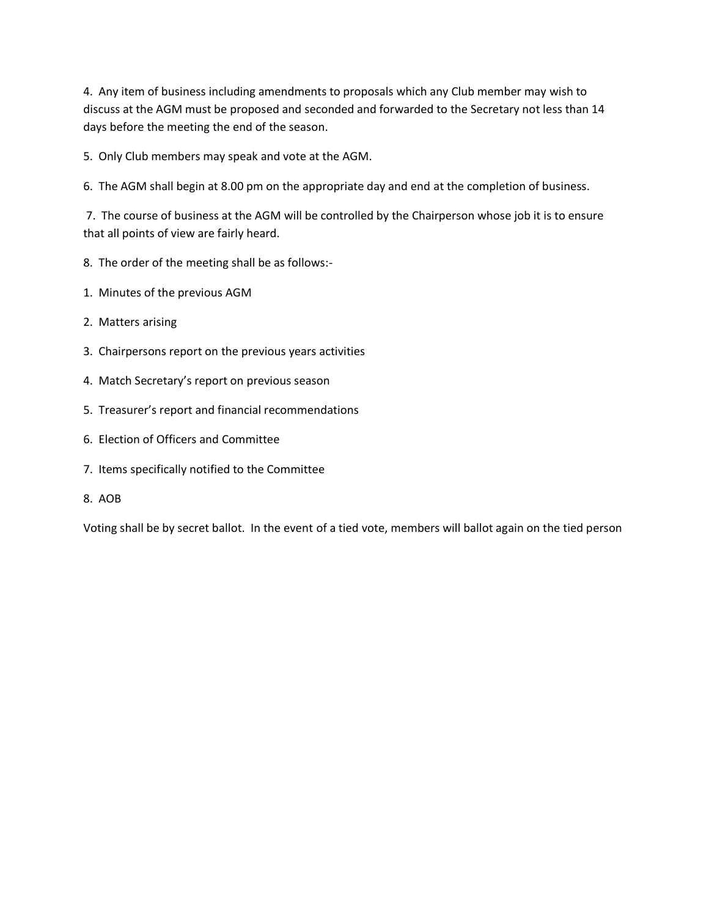4. Any item of business including amendments to proposals which any Club member may wish to discuss at the AGM must be proposed and seconded and forwarded to the Secretary not less than 14 days before the meeting the end of the season.

5. Only Club members may speak and vote at the AGM.

6. The AGM shall begin at 8.00 pm on the appropriate day and end at the completion of business.

7. The course of business at the AGM will be controlled by the Chairperson whose job it is to ensure that all points of view are fairly heard.

8. The order of the meeting shall be as follows:-

1. Minutes of the previous AGM
2. Matters arising
3. Chairpersons report on the previous years activities
4. Match Secretary's report on previous season
5. Treasurer's report and financial recommendations
6. Election of Officers and Committee
7. Items specifically notified to the Committee
8. AOB

Voting shall be by secret ballot. In the event of a tied vote, members will ballot again on the tied person